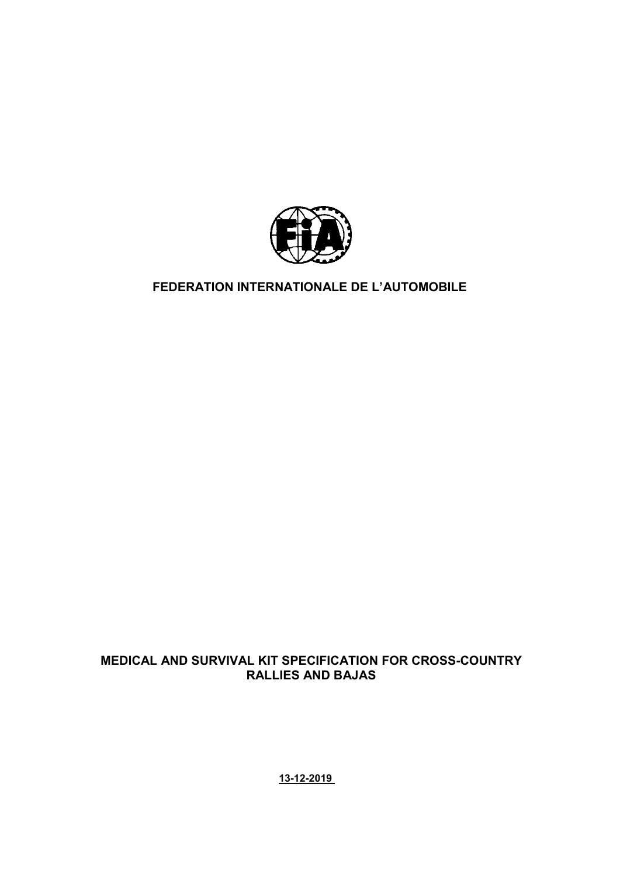# FEDERATION INTERNATIONALE DE L'AUTOMOBILE

## MEDICAL AND SURVIVAL KIT SPECIFICATION FOR CROSS-COUNTRY RALLIES AND BAJAS

**13-12-2019**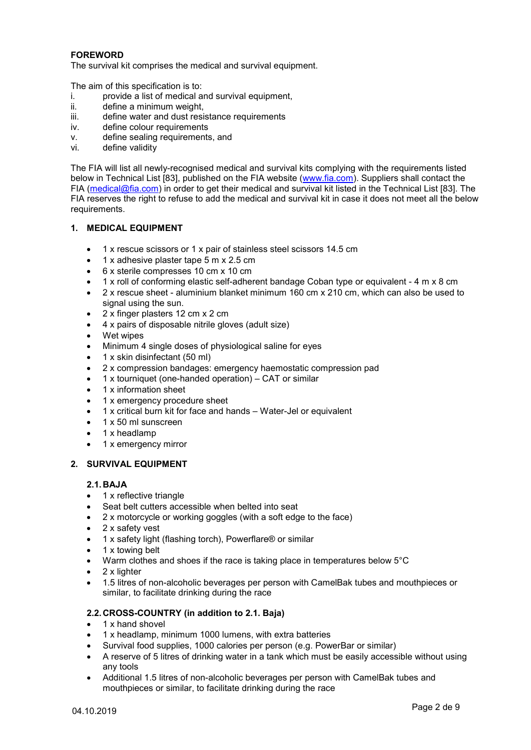**FOREWORD**

The survival kit comprises the medical and survival equipment.

The aim of this specification is to:

i. provide a list of medical and survival equipment,
ii. define a minimum weight,
iii. define water and dust resistance requirements
iv. define colour requirements
v. define sealing requirements, and
vi. define validity

The FIA will list all newly-recognised medical and survival kits complying with the requirements listed below in Technical List [83], published on the FIA website (www.fia.com). Suppliers shall contact the FIA (medical@fia.com) in order to get their medical and survival kit listed in the Technical List [83]. The FIA reserves the right to refuse to add the medical and survival kit in case it does not meet all the below requirements.

## 1. MEDICAL EQUIPMENT

- 1 x rescue scissors or 1 x pair of stainless steel scissors 14.5 cm
- 1 x adhesive plaster tape 5 m x 2.5 cm
- 6 x sterile compresses 10 cm x 10 cm
- 1 x roll of conforming elastic self-adherent bandage Coban type or equivalent - 4 m x 8 cm
- 2 x rescue sheet - aluminium blanket minimum 160 cm x 210 cm, which can also be used to signal using the sun.
- 2 x finger plasters 12 cm x 2 cm
- 4 x pairs of disposable nitrile gloves (adult size)
- Wet wipes
- Minimum 4 single doses of physiological saline for eyes
- 1 x skin disinfectant (50 ml)
- 2 x compression bandages: emergency haemostatic compression pad
- 1 x tourniquet (one-handed operation) – CAT or similar
- 1 x information sheet
- 1 x emergency procedure sheet
- 1 x critical burn kit for face and hands – Water-Jel or equivalent
- 1 x 50 ml sunscreen
- 1 x headlamp
- 1 x emergency mirror

## 2. SURVIVAL EQUIPMENT

### 2.1. BAJA

- 1 x reflective triangle
- Seat belt cutters accessible when belted into seat
- 2 x motorcycle or working goggles (with a soft edge to the face)
- 2 x safety vest
- 1 x safety light (flashing torch), Powerflare® or similar
- 1 x towing belt
- Warm clothes and shoes if the race is taking place in temperatures below 5°C
- 2 x lighter
- 1.5 litres of non-alcoholic beverages per person with CamelBak tubes and mouthpieces or similar, to facilitate drinking during the race

### 2.2. CROSS-COUNTRY (in addition to 2.1. Baja)

- 1 x hand shovel
- 1 x headlamp, minimum 1000 lumens, with extra batteries
- Survival food supplies, 1000 calories per person (e.g. PowerBar or similar)
- A reserve of 5 litres of drinking water in a tank which must be easily accessible without using any tools
- Additional 1.5 litres of non-alcoholic beverages per person with CamelBak tubes and mouthpieces or similar, to facilitate drinking during the race

04.10.2019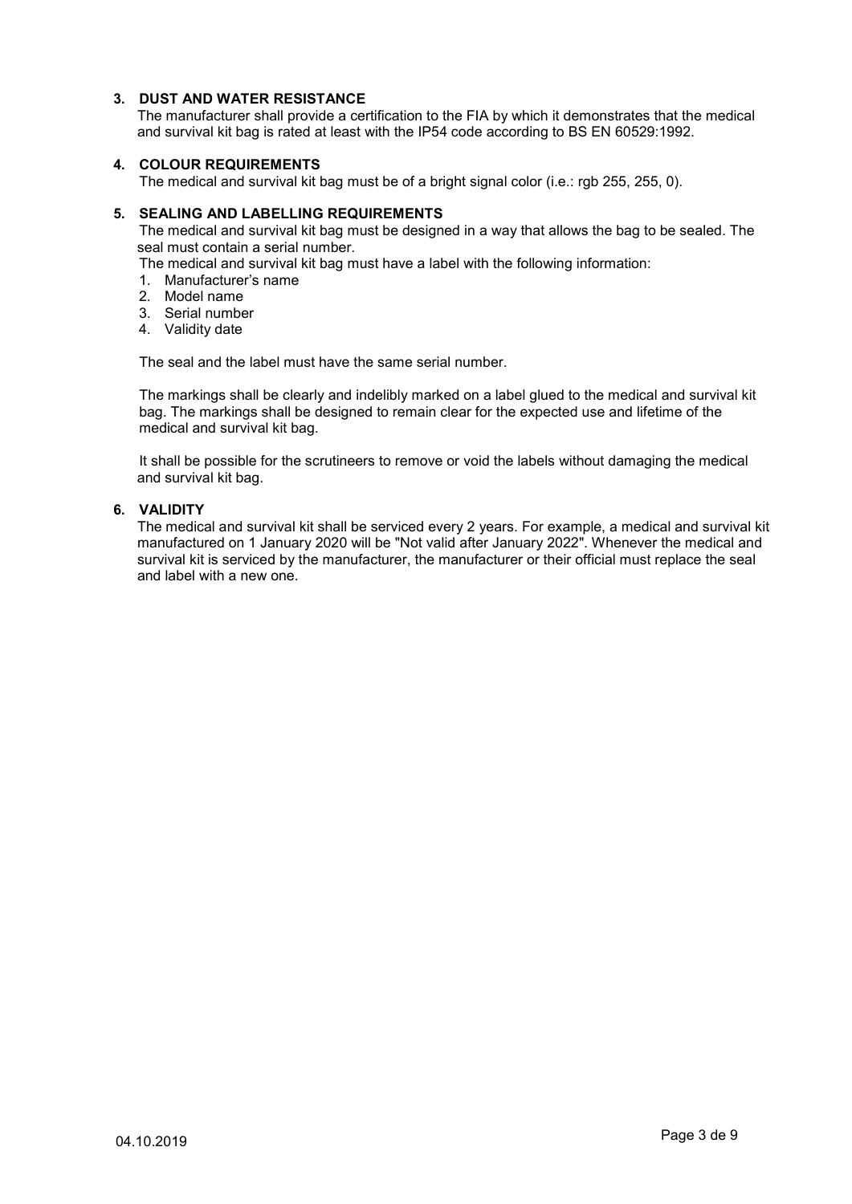## 3. DUST AND WATER RESISTANCE

The manufacturer shall provide a certification to the FIA by which it demonstrates that the medical and survival kit bag is rated at least with the IP54 code according to BS EN 60529:1992.

## 4. COLOUR REQUIREMENTS

The medical and survival kit bag must be of a bright signal color (i.e.: rgb 255, 255, 0).

## 5. SEALING AND LABELLING REQUIREMENTS

The medical and survival kit bag must be designed in a way that allows the bag to be sealed. The seal must contain a serial number.

The medical and survival kit bag must have a label with the following information:

1. Manufacturer's name
2. Model name
3. Serial number
4. Validity date

The seal and the label must have the same serial number.

The markings shall be clearly and indelibly marked on a label glued to the medical and survival kit bag. The markings shall be designed to remain clear for the expected use and lifetime of the medical and survival kit bag.

It shall be possible for the scrutineers to remove or void the labels without damaging the medical and survival kit bag.

## 6. VALIDITY

The medical and survival kit shall be serviced every 2 years. For example, a medical and survival kit manufactured on 1 January 2020 will be "Not valid after January 2022". Whenever the medical and survival kit is serviced by the manufacturer, the manufacturer or their official must replace the seal and label with a new one.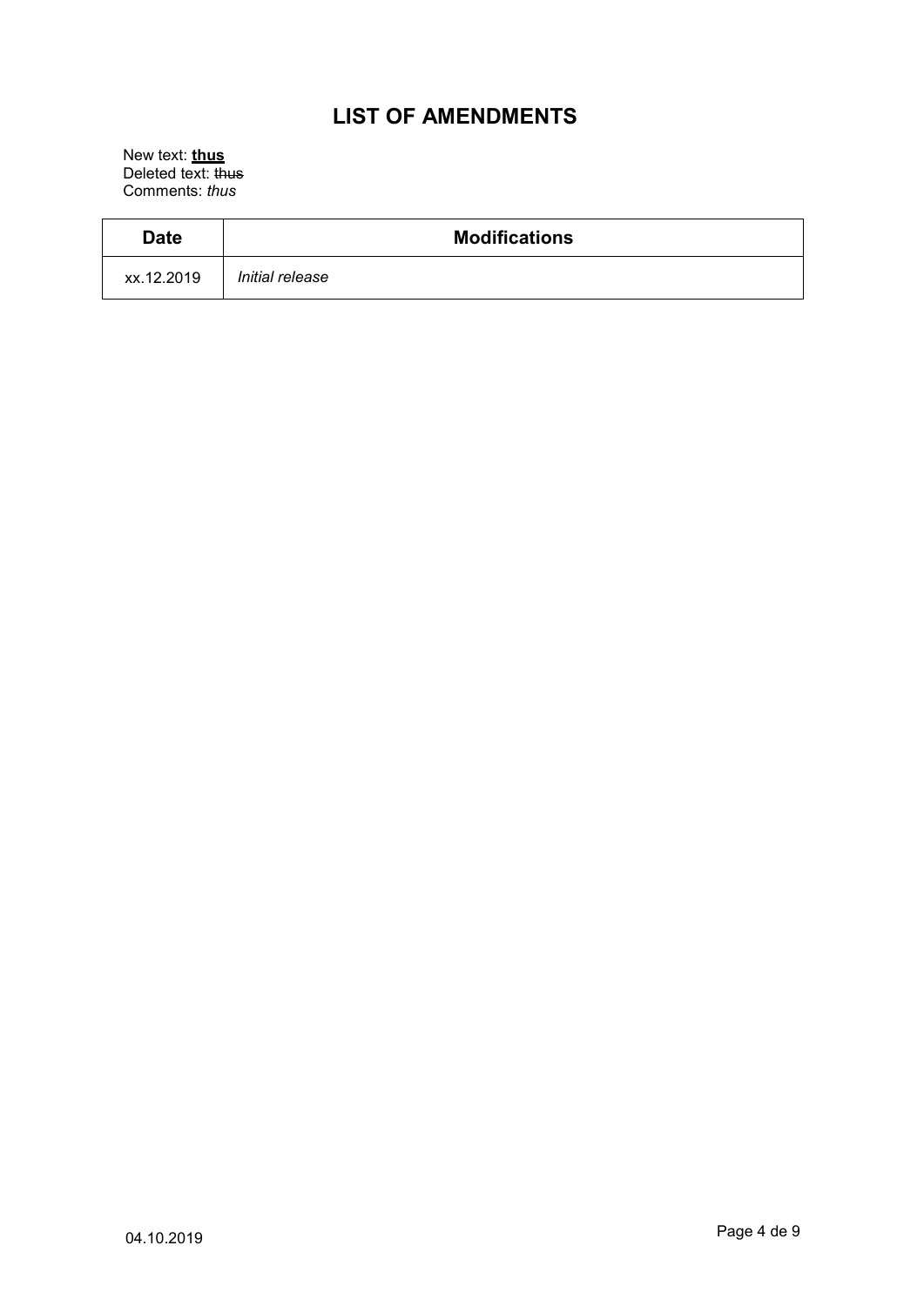# LIST OF AMENDMENTS

New text: **<u>thus</u>**
Deleted text: ~~thus~~
Comments: *thus*

| Date | Modifications |
|---|---|
| xx.12.2019 | *Initial release* |